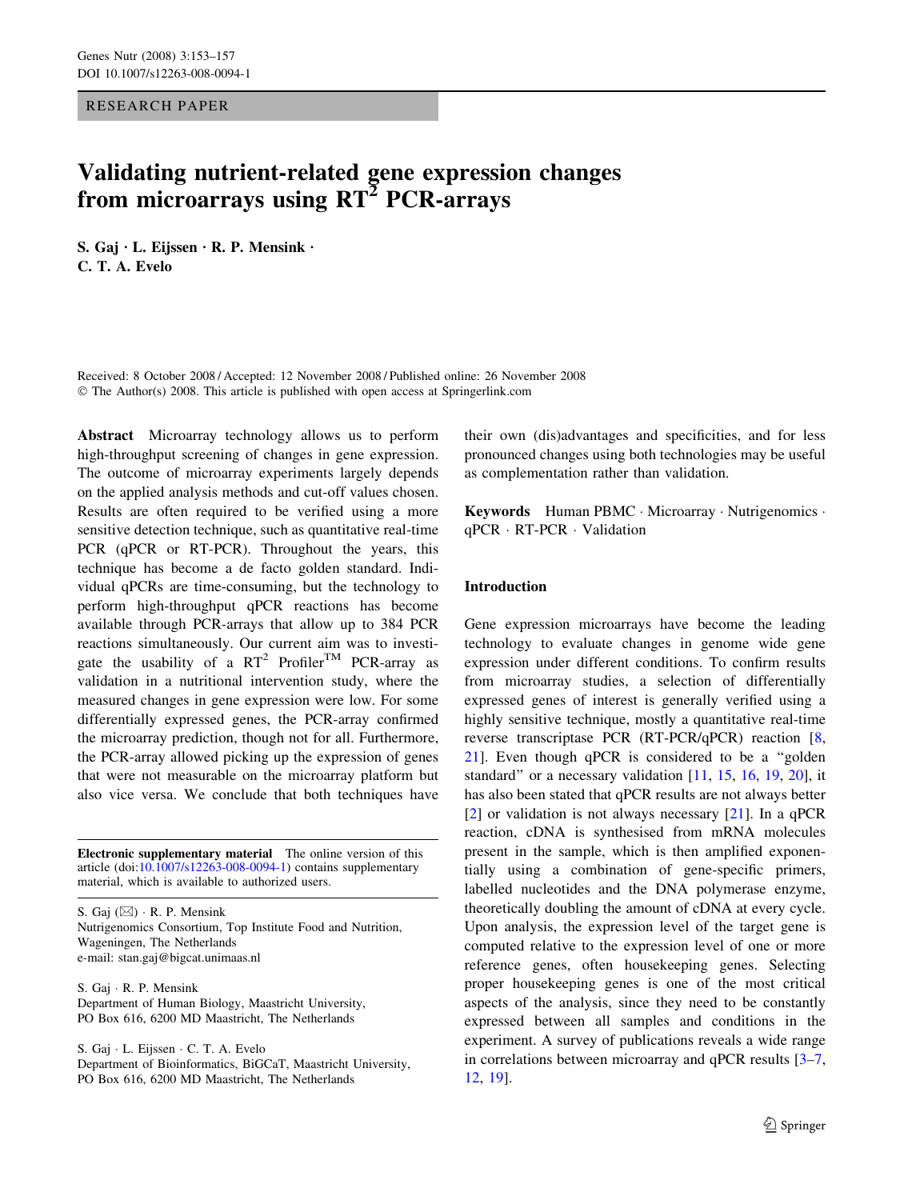RESEARCH PAPER

# Validating nutrient-related gene expression changes from microarrays using RT$^2$ PCR-arrays

**S. Gaj · L. Eijssen · R. P. Mensink · C. T. A. Evelo**

Received: 8 October 2008 / Accepted: 12 November 2008 / Published online: 26 November 2008
© The Author(s) 2008. This article is published with open access at Springerlink.com

**Abstract** Microarray technology allows us to perform high-throughput screening of changes in gene expression. The outcome of microarray experiments largely depends on the applied analysis methods and cut-off values chosen. Results are often required to be verified using a more sensitive detection technique, such as quantitative real-time PCR (qPCR or RT-PCR). Throughout the years, this technique has become a de facto golden standard. Individual qPCRs are time-consuming, but the technology to perform high-throughput qPCR reactions has become available through PCR-arrays that allow up to 384 PCR reactions simultaneously. Our current aim was to investigate the usability of a RT$^2$ Profiler$^{TM}$ PCR-array as validation in a nutritional intervention study, where the measured changes in gene expression were low. For some differentially expressed genes, the PCR-array confirmed the microarray prediction, though not for all. Furthermore, the PCR-array allowed picking up the expression of genes that were not measurable on the microarray platform but also vice versa. We conclude that both techniques have their own (dis)advantages and specificities, and for less pronounced changes using both technologies may be useful as complementation rather than validation.

**Keywords** Human PBMC · Microarray · Nutrigenomics · qPCR · RT-PCR · Validation

**Electronic supplementary material** The online version of this article (doi:10.1007/s12263-008-0094-1) contains supplementary material, which is available to authorized users.

S. Gaj (✉) · R. P. Mensink
Nutrigenomics Consortium, Top Institute Food and Nutrition, Wageningen, The Netherlands
e-mail: stan.gaj@bigcat.unimaas.nl

S. Gaj · R. P. Mensink
Department of Human Biology, Maastricht University, PO Box 616, 6200 MD Maastricht, The Netherlands

S. Gaj · L. Eijssen · C. T. A. Evelo
Department of Bioinformatics, BiGCaT, Maastricht University, PO Box 616, 6200 MD Maastricht, The Netherlands

## Introduction

Gene expression microarrays have become the leading technology to evaluate changes in genome wide gene expression under different conditions. To confirm results from microarray studies, a selection of differentially expressed genes of interest is generally verified using a highly sensitive technique, mostly a quantitative real-time reverse transcriptase PCR (RT-PCR/qPCR) reaction [8, 21]. Even though qPCR is considered to be a "golden standard" or a necessary validation [11, 15, 16, 19, 20], it has also been stated that qPCR results are not always better [2] or validation is not always necessary [21]. In a qPCR reaction, cDNA is synthesised from mRNA molecules present in the sample, which is then amplified exponentially using a combination of gene-specific primers, labelled nucleotides and the DNA polymerase enzyme, theoretically doubling the amount of cDNA at every cycle. Upon analysis, the expression level of the target gene is computed relative to the expression level of one or more reference genes, often housekeeping genes. Selecting proper housekeeping genes is one of the most critical aspects of the analysis, since they need to be constantly expressed between all samples and conditions in the experiment. A survey of publications reveals a wide range in correlations between microarray and qPCR results [3–7, 12, 19].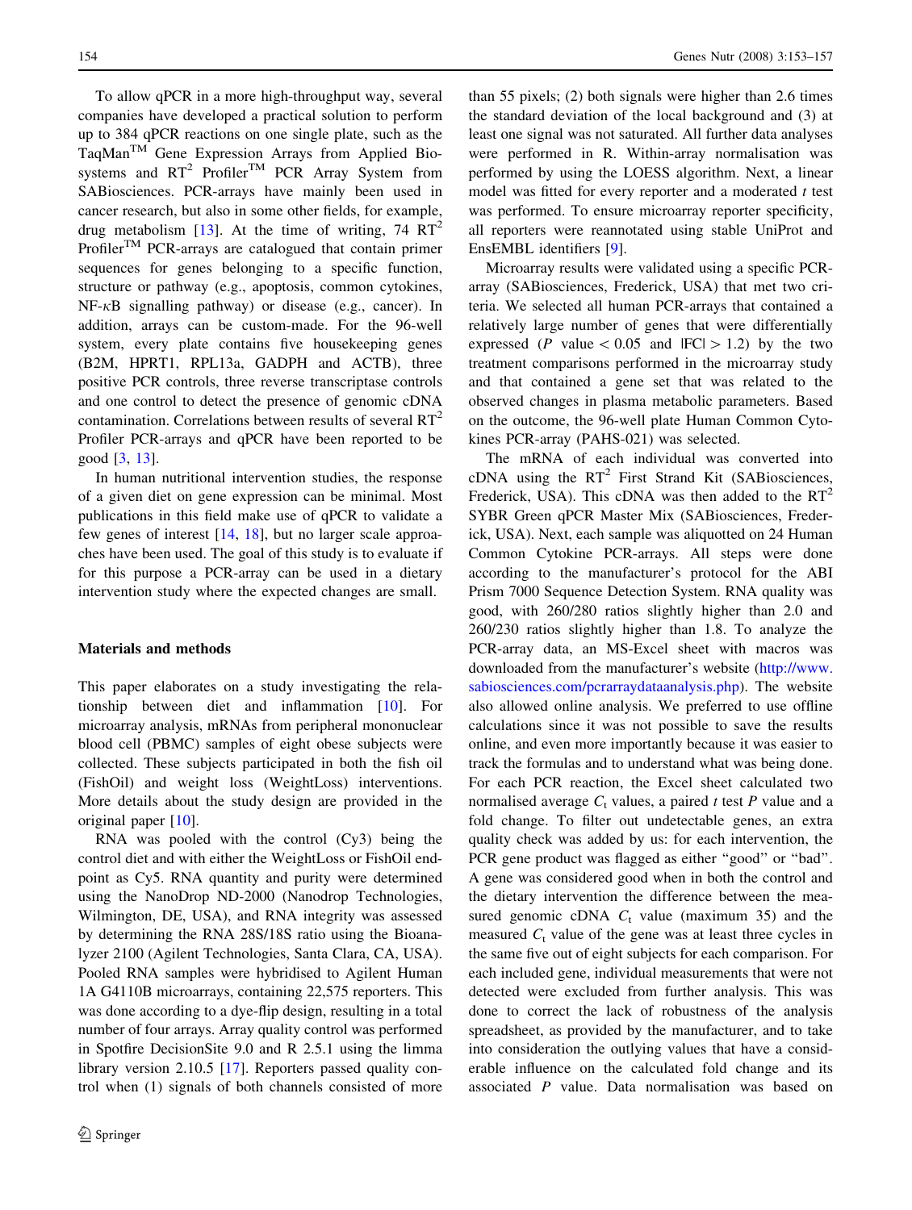To allow qPCR in a more high-throughput way, several companies have developed a practical solution to perform up to 384 qPCR reactions on one single plate, such as the TaqMan™ Gene Expression Arrays from Applied Biosystems and $RT^2$ Profiler™ PCR Array System from SABiosciences. PCR-arrays have mainly been used in cancer research, but also in some other fields, for example, drug metabolism [13]. At the time of writing, 74 $RT^2$ Profiler™ PCR-arrays are catalogued that contain primer sequences for genes belonging to a specific function, structure or pathway (e.g., apoptosis, common cytokines, NF-κB signalling pathway) or disease (e.g., cancer). In addition, arrays can be custom-made. For the 96-well system, every plate contains five housekeeping genes (B2M, HPRT1, RPL13a, GADPH and ACTB), three positive PCR controls, three reverse transcriptase controls and one control to detect the presence of genomic cDNA contamination. Correlations between results of several $RT^2$ Profiler PCR-arrays and qPCR have been reported to be good [3, 13].

In human nutritional intervention studies, the response of a given diet on gene expression can be minimal. Most publications in this field make use of qPCR to validate a few genes of interest [14, 18], but no larger scale approaches have been used. The goal of this study is to evaluate if for this purpose a PCR-array can be used in a dietary intervention study where the expected changes are small.

## Materials and methods

This paper elaborates on a study investigating the relationship between diet and inflammation [10]. For microarray analysis, mRNAs from peripheral mononuclear blood cell (PBMC) samples of eight obese subjects were collected. These subjects participated in both the fish oil (FishOil) and weight loss (WeightLoss) interventions. More details about the study design are provided in the original paper [10].

RNA was pooled with the control (Cy3) being the control diet and with either the WeightLoss or FishOil endpoint as Cy5. RNA quantity and purity were determined using the NanoDrop ND-2000 (Nanodrop Technologies, Wilmington, DE, USA), and RNA integrity was assessed by determining the RNA 28S/18S ratio using the Bioanalyzer 2100 (Agilent Technologies, Santa Clara, CA, USA). Pooled RNA samples were hybridised to Agilent Human 1A G4110B microarrays, containing 22,575 reporters. This was done according to a dye-flip design, resulting in a total number of four arrays. Array quality control was performed in Spotfire DecisionSite 9.0 and R 2.5.1 using the limma library version 2.10.5 [17]. Reporters passed quality control when (1) signals of both channels consisted of more than 55 pixels; (2) both signals were higher than 2.6 times the standard deviation of the local background and (3) at least one signal was not saturated. All further data analyses were performed in R. Within-array normalisation was performed by using the LOESS algorithm. Next, a linear model was fitted for every reporter and a moderated $t$ test was performed. To ensure microarray reporter specificity, all reporters were reannotated using stable UniProt and EnsEMBL identifiers [9].

Microarray results were validated using a specific PCR-array (SABiosciences, Frederick, USA) that met two criteria. We selected all human PCR-arrays that contained a relatively large number of genes that were differentially expressed ($P$ value $< 0.05$ and $|FC| > 1.2$) by the two treatment comparisons performed in the microarray study and that contained a gene set that was related to the observed changes in plasma metabolic parameters. Based on the outcome, the 96-well plate Human Common Cytokines PCR-array (PAHS-021) was selected.

The mRNA of each individual was converted into cDNA using the $RT^2$ First Strand Kit (SABiosciences, Frederick, USA). This cDNA was then added to the $RT^2$ SYBR Green qPCR Master Mix (SABiosciences, Frederick, USA). Next, each sample was aliquotted on 24 Human Common Cytokine PCR-arrays. All steps were done according to the manufacturer's protocol for the ABI Prism 7000 Sequence Detection System. RNA quality was good, with 260/280 ratios slightly higher than 2.0 and 260/230 ratios slightly higher than 1.8. To analyze the PCR-array data, an MS-Excel sheet with macros was downloaded from the manufacturer's website (http://www.sabiosciences.com/pcrarraydataanalysis.php). The website also allowed online analysis. We preferred to use offline calculations since it was not possible to save the results online, and even more importantly because it was easier to track the formulas and to understand what was being done. For each PCR reaction, the Excel sheet calculated two normalised average $C_t$ values, a paired $t$ test $P$ value and a fold change. To filter out undetectable genes, an extra quality check was added by us: for each intervention, the PCR gene product was flagged as either "good" or "bad". A gene was considered good when in both the control and the dietary intervention the difference between the measured genomic cDNA $C_t$ value (maximum 35) and the measured $C_t$ value of the gene was at least three cycles in the same five out of eight subjects for each comparison. For each included gene, individual measurements that were not detected were excluded from further analysis. This was done to correct the lack of robustness of the analysis spreadsheet, as provided by the manufacturer, and to take into consideration the outlying values that have a considerable influence on the calculated fold change and its associated $P$ value. Data normalisation was based on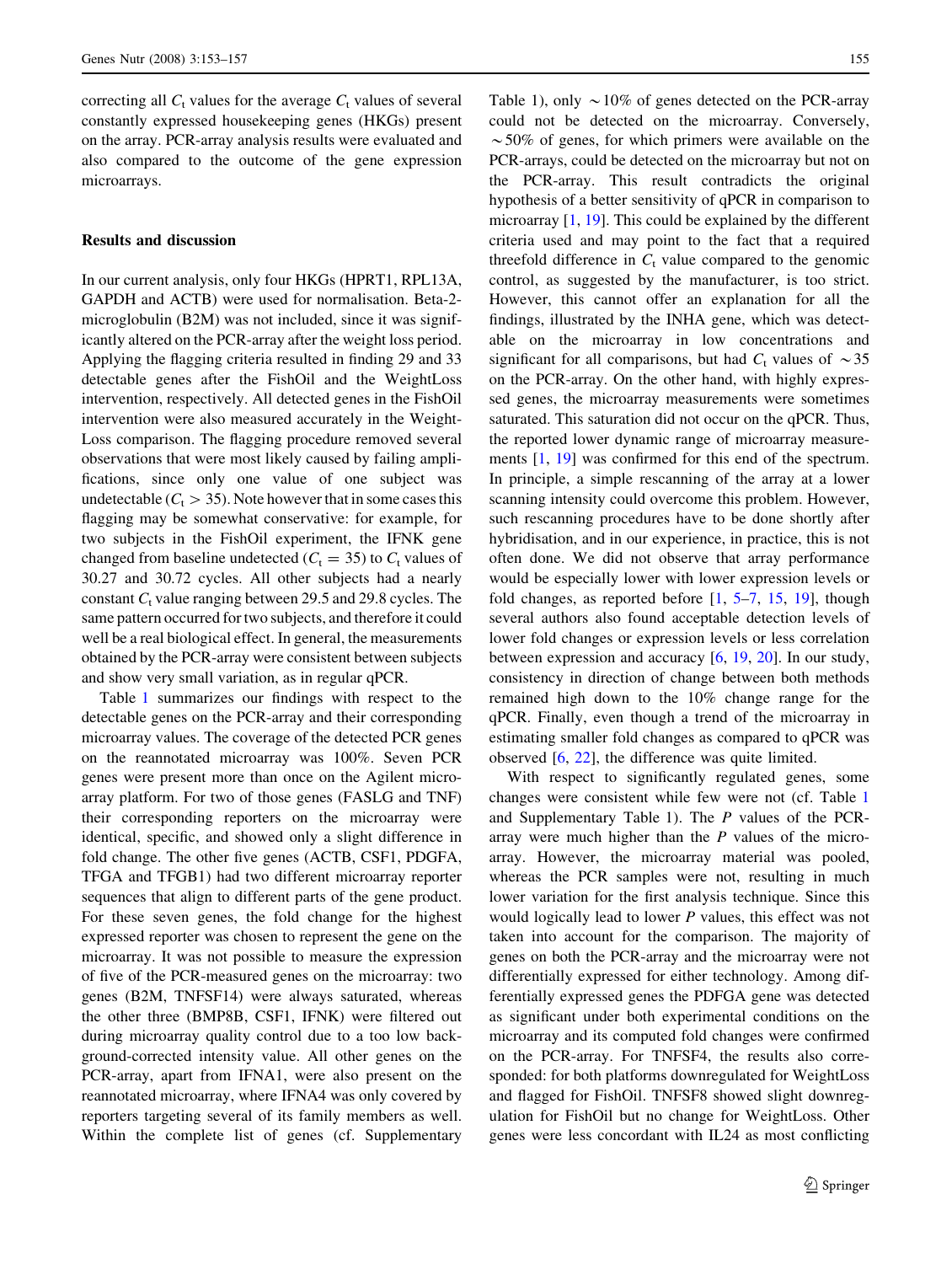correcting all $C_t$ values for the average $C_t$ values of several constantly expressed housekeeping genes (HKGs) present on the array. PCR-array analysis results were evaluated and also compared to the outcome of the gene expression microarrays.

## Results and discussion

In our current analysis, only four HKGs (HPRT1, RPL13A, GAPDH and ACTB) were used for normalisation. Beta-2-microglobulin (B2M) was not included, since it was significantly altered on the PCR-array after the weight loss period. Applying the flagging criteria resulted in finding 29 and 33 detectable genes after the FishOil and the WeightLoss intervention, respectively. All detected genes in the FishOil intervention were also measured accurately in the WeightLoss comparison. The flagging procedure removed several observations that were most likely caused by failing amplifications, since only one value of one subject was undetectable ($C_t > 35$). Note however that in some cases this flagging may be somewhat conservative: for example, for two subjects in the FishOil experiment, the IFNK gene changed from baseline undetected ($C_t = 35$) to $C_t$ values of 30.27 and 30.72 cycles. All other subjects had a nearly constant $C_t$ value ranging between 29.5 and 29.8 cycles. The same pattern occurred for two subjects, and therefore it could well be a real biological effect. In general, the measurements obtained by the PCR-array were consistent between subjects and show very small variation, as in regular qPCR.

Table 1 summarizes our findings with respect to the detectable genes on the PCR-array and their corresponding microarray values. The coverage of the detected PCR genes on the reannotated microarray was 100%. Seven PCR genes were present more than once on the Agilent microarray platform. For two of those genes (FASLG and TNF) their corresponding reporters on the microarray were identical, specific, and showed only a slight difference in fold change. The other five genes (ACTB, CSF1, PDGFA, TFGA and TFGB1) had two different microarray reporter sequences that align to different parts of the gene product. For these seven genes, the fold change for the highest expressed reporter was chosen to represent the gene on the microarray. It was not possible to measure the expression of five of the PCR-measured genes on the microarray: two genes (B2M, TNFSF14) were always saturated, whereas the other three (BMP8B, CSF1, IFNK) were filtered out during microarray quality control due to a too low background-corrected intensity value. All other genes on the PCR-array, apart from IFNA1, were also present on the reannotated microarray, where IFNA4 was only covered by reporters targeting several of its family members as well. Within the complete list of genes (cf. Supplementary Table 1), only ~10% of genes detected on the PCR-array could not be detected on the microarray. Conversely, ~50% of genes, for which primers were available on the PCR-arrays, could be detected on the microarray but not on the PCR-array. This result contradicts the original hypothesis of a better sensitivity of qPCR in comparison to microarray [1, 19]. This could be explained by the different criteria used and may point to the fact that a required threefold difference in $C_t$ value compared to the genomic control, as suggested by the manufacturer, is too strict. However, this cannot offer an explanation for all the findings, illustrated by the INHA gene, which was detectable on the microarray in low concentrations and significant for all comparisons, but had $C_t$ values of ~35 on the PCR-array. On the other hand, with highly expressed genes, the microarray measurements were sometimes saturated. This saturation did not occur on the qPCR. Thus, the reported lower dynamic range of microarray measurements [1, 19] was confirmed for this end of the spectrum. In principle, a simple rescanning of the array at a lower scanning intensity could overcome this problem. However, such rescanning procedures have to be done shortly after hybridisation, and in our experience, in practice, this is not often done. We did not observe that array performance would be especially lower with lower expression levels or fold changes, as reported before [1, 5–7, 15, 19], though several authors also found acceptable detection levels of lower fold changes or expression levels or less correlation between expression and accuracy [6, 19, 20]. In our study, consistency in direction of change between both methods remained high down to the 10% change range for the qPCR. Finally, even though a trend of the microarray in estimating smaller fold changes as compared to qPCR was observed [6, 22], the difference was quite limited.

With respect to significantly regulated genes, some changes were consistent while few were not (cf. Table 1 and Supplementary Table 1). The *P* values of the PCR-array were much higher than the *P* values of the microarray. However, the microarray material was pooled, whereas the PCR samples were not, resulting in much lower variation for the first analysis technique. Since this would logically lead to lower *P* values, this effect was not taken into account for the comparison. The majority of genes on both the PCR-array and the microarray were not differentially expressed for either technology. Among differentially expressed genes the PDFGA gene was detected as significant under both experimental conditions on the microarray and its computed fold changes were confirmed on the PCR-array. For TNFSF4, the results also corresponded: for both platforms downregulated for WeightLoss and flagged for FishOil. TNFSF8 showed slight downregulation for FishOil but no change for WeightLoss. Other genes were less concordant with IL24 as most conflicting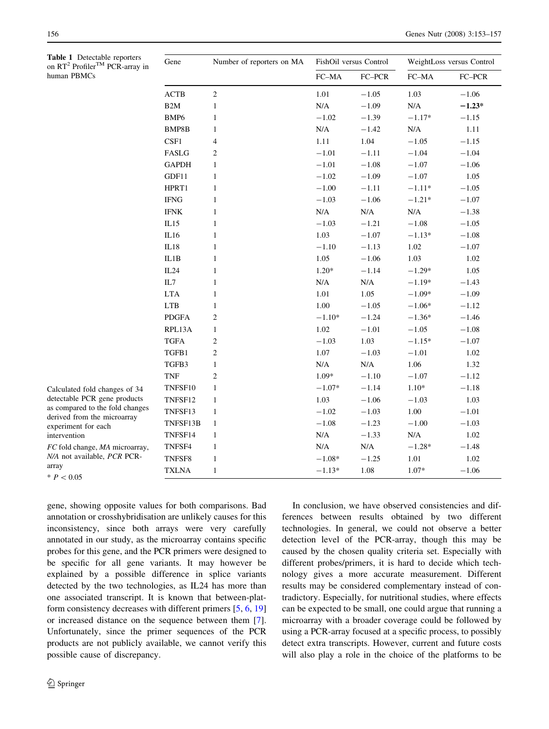**Table 1** Detectable reporters on RT[2] Profiler[TM] PCR-array in human PBMCs

| Gene | Number of reporters on MA | FishOil versus Control | | WeightLoss versus Control | |
|---|---|---|---|---|---|
| | | FC–MA | FC–PCR | FC–MA | FC–PCR |
| ACTB | 2 | 1.01 | −1.05 | 1.03 | −1.06 |
| B2M | 1 | N/A | −1.09 | N/A | **−1.23*** |
| BMP6 | 1 | −1.02 | −1.39 | −1.17* | −1.15 |
| BMP8B | 1 | N/A | −1.42 | N/A | 1.11 |
| CSF1 | 4 | 1.11 | 1.04 | −1.05 | −1.15 |
| FASLG | 2 | −1.01 | −1.11 | −1.04 | −1.04 |
| GAPDH | 1 | −1.01 | −1.08 | −1.07 | −1.06 |
| GDF11 | 1 | −1.02 | −1.09 | −1.07 | 1.05 |
| HPRT1 | 1 | −1.00 | −1.11 | −1.11* | −1.05 |
| IFNG | 1 | −1.03 | −1.06 | −1.21* | −1.07 |
| IFNK | 1 | N/A | N/A | N/A | −1.38 |
| IL15 | 1 | −1.03 | −1.21 | −1.08 | −1.05 |
| IL16 | 1 | 1.03 | −1.07 | −1.13* | −1.08 |
| IL18 | 1 | −1.10 | −1.13 | 1.02 | −1.07 |
| IL1B | 1 | 1.05 | −1.06 | 1.03 | 1.02 |
| IL24 | 1 | 1.20* | −1.14 | −1.29* | 1.05 |
| IL7 | 1 | N/A | N/A | −1.19* | −1.43 |
| LTA | 1 | 1.01 | 1.05 | −1.09* | −1.09 |
| LTB | 1 | 1.00 | −1.05 | −1.06* | −1.12 |
| PDGFA | 2 | −1.10* | −1.24 | −1.36* | −1.46 |
| RPL13A | 1 | 1.02 | −1.01 | −1.05 | −1.08 |
| TGFA | 2 | −1.03 | 1.03 | −1.15* | −1.07 |
| TGFB1 | 2 | 1.07 | −1.03 | −1.01 | 1.02 |
| TGFB3 | 1 | N/A | N/A | 1.06 | 1.32 |
| TNF | 2 | 1.09* | −1.10 | −1.07 | −1.12 |
| TNFSF10 | 1 | −1.07* | −1.14 | 1.10* | −1.18 |
| TNFSF12 | 1 | 1.03 | −1.06 | −1.03 | 1.03 |
| TNFSF13 | 1 | −1.02 | −1.03 | 1.00 | −1.01 |
| TNFSF13B | 1 | −1.08 | −1.23 | −1.00 | −1.03 |
| TNFSF14 | 1 | N/A | −1.33 | N/A | 1.02 |
| TNFSF4 | 1 | N/A | N/A | −1.28* | −1.48 |
| TNFSF8 | 1 | −1.08* | −1.25 | 1.01 | 1.02 |
| TXLNA | 1 | −1.13* | 1.08 | 1.07* | −1.06 |

Calculated fold changes of 34 detectable PCR gene products as compared to the fold changes derived from the microarray experiment for each intervention

*FC* fold change, *MA* microarray, *N/A* not available, *PCR* PCR-array

* $P < 0.05$

gene, showing opposite values for both comparisons. Bad annotation or crosshybridisation are unlikely causes for this inconsistency, since both arrays were very carefully annotated in our study, as the microarray contains specific probes for this gene, and the PCR primers were designed to be specific for all gene variants. It may however be explained by a possible difference in splice variants detected by the two technologies, as IL24 has more than one associated transcript. It is known that between-platform consistency decreases with different primers [5, 6, 19] or increased distance on the sequence between them [7]. Unfortunately, since the primer sequences of the PCR products are not publicly available, we cannot verify this possible cause of discrepancy.

In conclusion, we have observed consistencies and differences between results obtained by two different technologies. In general, we could not observe a better detection level of the PCR-array, though this may be caused by the chosen quality criteria set. Especially with different probes/primers, it is hard to decide which technology gives a more accurate measurement. Different results may be considered complementary instead of contradictory. Especially, for nutritional studies, where effects can be expected to be small, one could argue that running a microarray with a broader coverage could be followed by using a PCR-array focused at a specific process, to possibly detect extra transcripts. However, current and future costs will also play a role in the choice of the platforms to be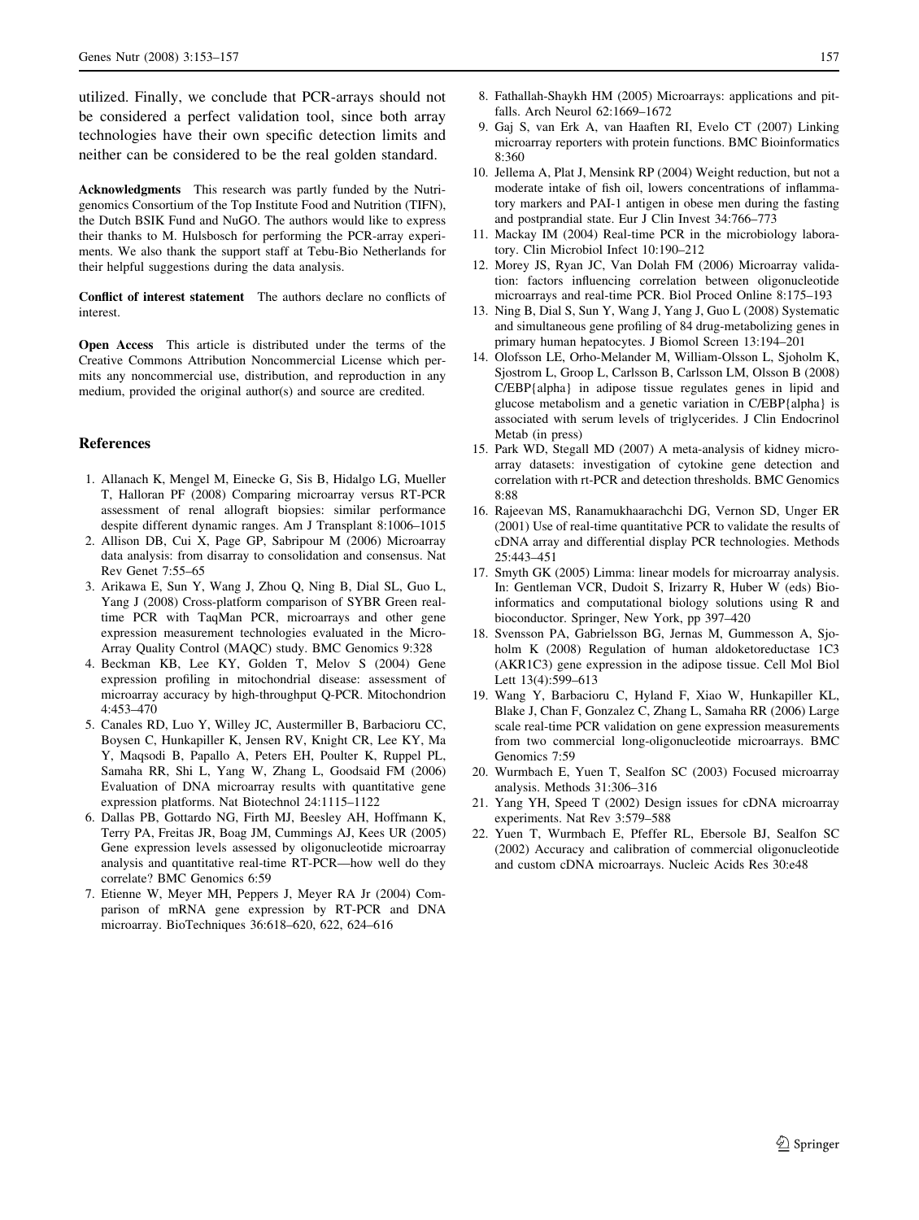utilized. Finally, we conclude that PCR-arrays should not be considered a perfect validation tool, since both array technologies have their own specific detection limits and neither can be considered to be the real golden standard.

**Acknowledgments** This research was partly funded by the Nutrigenomics Consortium of the Top Institute Food and Nutrition (TIFN), the Dutch BSIK Fund and NuGO. The authors would like to express their thanks to M. Hulsbosch for performing the PCR-array experiments. We also thank the support staff at Tebu-Bio Netherlands for their helpful suggestions during the data analysis.

**Conflict of interest statement** The authors declare no conflicts of interest.

**Open Access** This article is distributed under the terms of the Creative Commons Attribution Noncommercial License which permits any noncommercial use, distribution, and reproduction in any medium, provided the original author(s) and source are credited.

## References

1. Allanach K, Mengel M, Einecke G, Sis B, Hidalgo LG, Mueller T, Halloran PF (2008) Comparing microarray versus RT-PCR assessment of renal allograft biopsies: similar performance despite different dynamic ranges. Am J Transplant 8:1006–1015
2. Allison DB, Cui X, Page GP, Sabripour M (2006) Microarray data analysis: from disarray to consolidation and consensus. Nat Rev Genet 7:55–65
3. Arikawa E, Sun Y, Wang J, Zhou Q, Ning B, Dial SL, Guo L, Yang J (2008) Cross-platform comparison of SYBR Green real-time PCR with TaqMan PCR, microarrays and other gene expression measurement technologies evaluated in the MicroArray Quality Control (MAQC) study. BMC Genomics 9:328
4. Beckman KB, Lee KY, Golden T, Melov S (2004) Gene expression profiling in mitochondrial disease: assessment of microarray accuracy by high-throughput Q-PCR. Mitochondrion 4:453–470
5. Canales RD, Luo Y, Willey JC, Austermiller B, Barbacioru CC, Boysen C, Hunkapiller K, Jensen RV, Knight CR, Lee KY, Ma Y, Maqsodi B, Papallo A, Peters EH, Poulter K, Ruppel PL, Samaha RR, Shi L, Yang W, Zhang L, Goodsaid FM (2006) Evaluation of DNA microarray results with quantitative gene expression platforms. Nat Biotechnol 24:1115–1122
6. Dallas PB, Gottardo NG, Firth MJ, Beesley AH, Hoffmann K, Terry PA, Freitas JR, Boag JM, Cummings AJ, Kees UR (2005) Gene expression levels assessed by oligonucleotide microarray analysis and quantitative real-time RT-PCR—how well do they correlate? BMC Genomics 6:59
7. Etienne W, Meyer MH, Peppers J, Meyer RA Jr (2004) Comparison of mRNA gene expression by RT-PCR and DNA microarray. BioTechniques 36:618–620, 622, 624–616
8. Fathallah-Shaykh HM (2005) Microarrays: applications and pitfalls. Arch Neurol 62:1669–1672
9. Gaj S, van Erk A, van Haaften RI, Evelo CT (2007) Linking microarray reporters with protein functions. BMC Bioinformatics 8:360
10. Jellema A, Plat J, Mensink RP (2004) Weight reduction, but not a moderate intake of fish oil, lowers concentrations of inflammatory markers and PAI-1 antigen in obese men during the fasting and postprandial state. Eur J Clin Invest 34:766–773
11. Mackay IM (2004) Real-time PCR in the microbiology laboratory. Clin Microbiol Infect 10:190–212
12. Morey JS, Ryan JC, Van Dolah FM (2006) Microarray validation: factors influencing correlation between oligonucleotide microarrays and real-time PCR. Biol Proced Online 8:175–193
13. Ning B, Dial S, Sun Y, Wang J, Yang J, Guo L (2008) Systematic and simultaneous gene profiling of 84 drug-metabolizing genes in primary human hepatocytes. J Biomol Screen 13:194–201
14. Olofsson LE, Orho-Melander M, William-Olsson L, Sjoholm K, Sjostrom L, Groop L, Carlsson B, Carlsson LM, Olsson B (2008) C/EBP{alpha} in adipose tissue regulates genes in lipid and glucose metabolism and a genetic variation in C/EBP{alpha} is associated with serum levels of triglycerides. J Clin Endocrinol Metab (in press)
15. Park WD, Stegall MD (2007) A meta-analysis of kidney microarray datasets: investigation of cytokine gene detection and correlation with rt-PCR and detection thresholds. BMC Genomics 8:88
16. Rajeevan MS, Ranamukhaarachchi DG, Vernon SD, Unger ER (2001) Use of real-time quantitative PCR to validate the results of cDNA array and differential display PCR technologies. Methods 25:443–451
17. Smyth GK (2005) Limma: linear models for microarray analysis. In: Gentleman VCR, Dudoit S, Irizarry R, Huber W (eds) Bioinformatics and computational biology solutions using R and bioconductor. Springer, New York, pp 397–420
18. Svensson PA, Gabrielsson BG, Jernas M, Gummesson A, Sjoholm K (2008) Regulation of human aldoketoreductase 1C3 (AKR1C3) gene expression in the adipose tissue. Cell Mol Biol Lett 13(4):599–613
19. Wang Y, Barbacioru C, Hyland F, Xiao W, Hunkapiller KL, Blake J, Chan F, Gonzalez C, Zhang L, Samaha RR (2006) Large scale real-time PCR validation on gene expression measurements from two commercial long-oligonucleotide microarrays. BMC Genomics 7:59
20. Wurmbach E, Yuen T, Sealfon SC (2003) Focused microarray analysis. Methods 31:306–316
21. Yang YH, Speed T (2002) Design issues for cDNA microarray experiments. Nat Rev 3:579–588
22. Yuen T, Wurmbach E, Pfeffer RL, Ebersole BJ, Sealfon SC (2002) Accuracy and calibration of commercial oligonucleotide and custom cDNA microarrays. Nucleic Acids Res 30:e48